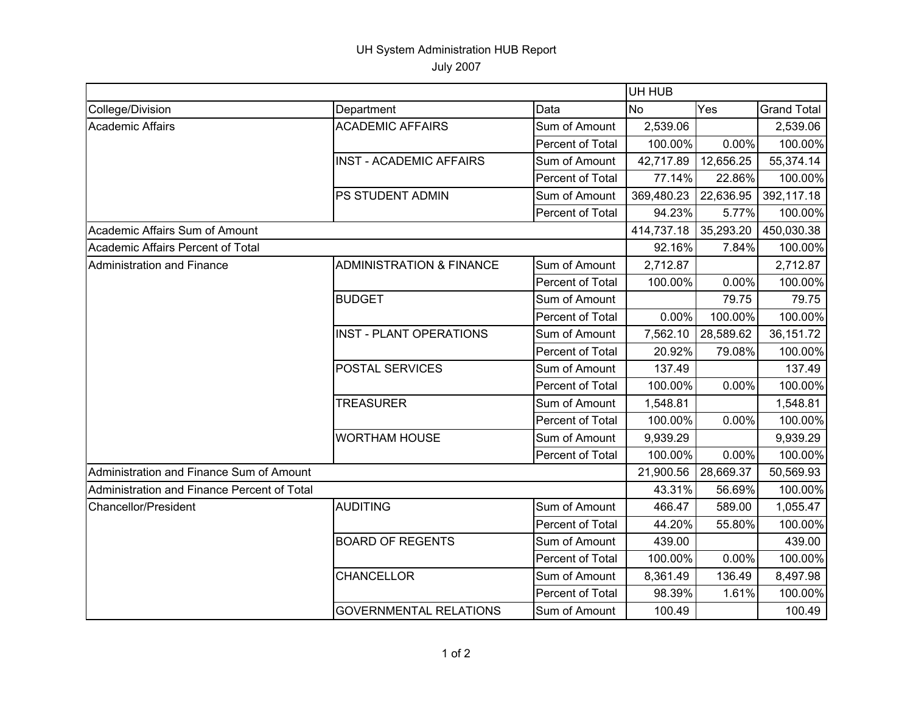# UH System Administration HUB Report

July 2007

| | | | UH HUB | | |
|---|---|---|---|---|---|
| College/Division | Department | Data | No | Yes | Grand Total |
| Academic Affairs | ACADEMIC AFFAIRS | Sum of Amount | 2,539.06 | | 2,539.06 |
| | | Percent of Total | 100.00% | 0.00% | 100.00% |
| | INST - ACADEMIC AFFAIRS | Sum of Amount | 42,717.89 | 12,656.25 | 55,374.14 |
| | | Percent of Total | 77.14% | 22.86% | 100.00% |
| | PS STUDENT ADMIN | Sum of Amount | 369,480.23 | 22,636.95 | 392,117.18 |
| | | Percent of Total | 94.23% | 5.77% | 100.00% |
| Academic Affairs Sum of Amount | | | 414,737.18 | 35,293.20 | 450,030.38 |
| Academic Affairs Percent of Total | | | 92.16% | 7.84% | 100.00% |
| Administration and Finance | ADMINISTRATION & FINANCE | Sum of Amount | 2,712.87 | | 2,712.87 |
| | | Percent of Total | 100.00% | 0.00% | 100.00% |
| | BUDGET | Sum of Amount | | 79.75 | 79.75 |
| | | Percent of Total | 0.00% | 100.00% | 100.00% |
| | INST - PLANT OPERATIONS | Sum of Amount | 7,562.10 | 28,589.62 | 36,151.72 |
| | | Percent of Total | 20.92% | 79.08% | 100.00% |
| | POSTAL SERVICES | Sum of Amount | 137.49 | | 137.49 |
| | | Percent of Total | 100.00% | 0.00% | 100.00% |
| | TREASURER | Sum of Amount | 1,548.81 | | 1,548.81 |
| | | Percent of Total | 100.00% | 0.00% | 100.00% |
| | WORTHAM HOUSE | Sum of Amount | 9,939.29 | | 9,939.29 |
| | | Percent of Total | 100.00% | 0.00% | 100.00% |
| Administration and Finance Sum of Amount | | | 21,900.56 | 28,669.37 | 50,569.93 |
| Administration and Finance Percent of Total | | | 43.31% | 56.69% | 100.00% |
| Chancellor/President | AUDITING | Sum of Amount | 466.47 | 589.00 | 1,055.47 |
| | | Percent of Total | 44.20% | 55.80% | 100.00% |
| | BOARD OF REGENTS | Sum of Amount | 439.00 | | 439.00 |
| | | Percent of Total | 100.00% | 0.00% | 100.00% |
| | CHANCELLOR | Sum of Amount | 8,361.49 | 136.49 | 8,497.98 |
| | | Percent of Total | 98.39% | 1.61% | 100.00% |
| | GOVERNMENTAL RELATIONS | Sum of Amount | 100.49 | | 100.49 |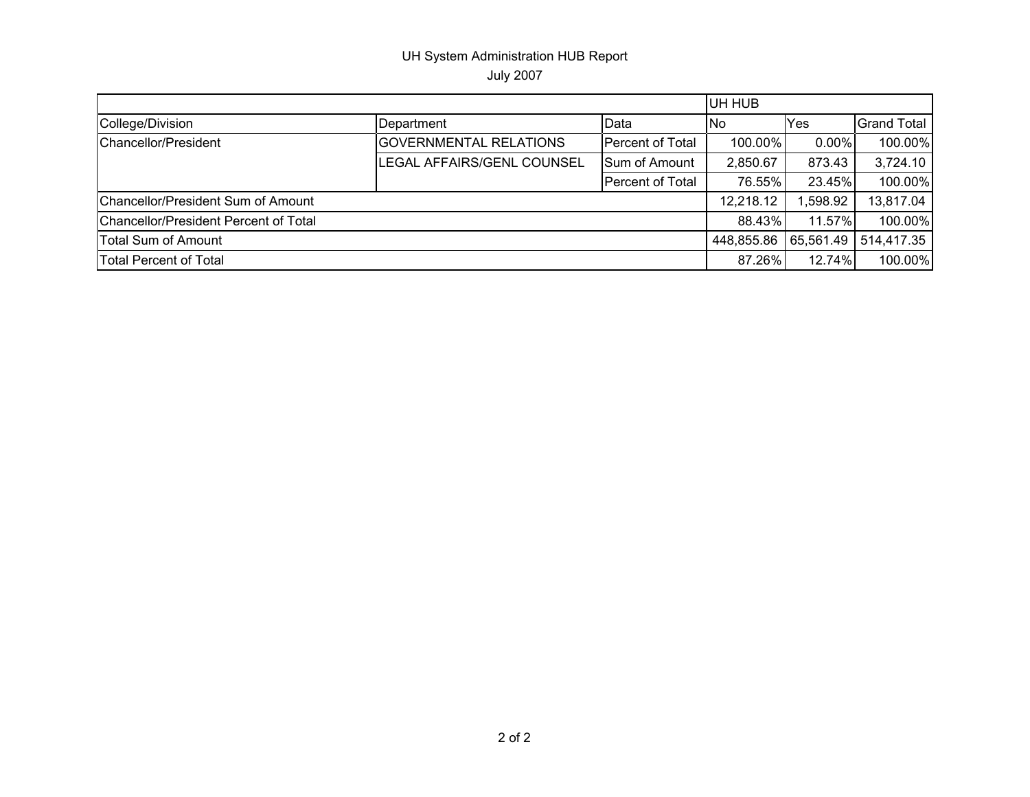UH System Administration HUB Report

July 2007

| | | | UH HUB | | |
|---|---|---|---|---|---|
| College/Division | Department | Data | No | Yes | Grand Total |
| Chancellor/President | GOVERNMENTAL RELATIONS | Percent of Total | 100.00% | 0.00% | 100.00% |
| | LEGAL AFFAIRS/GENL COUNSEL | Sum of Amount | 2,850.67 | 873.43 | 3,724.10 |
| | | Percent of Total | 76.55% | 23.45% | 100.00% |
| Chancellor/President Sum of Amount | | | 12,218.12 | 1,598.92 | 13,817.04 |
| Chancellor/President Percent of Total | | | 88.43% | 11.57% | 100.00% |
| Total Sum of Amount | | | 448,855.86 | 65,561.49 | 514,417.35 |
| Total Percent of Total | | | 87.26% | 12.74% | 100.00% |